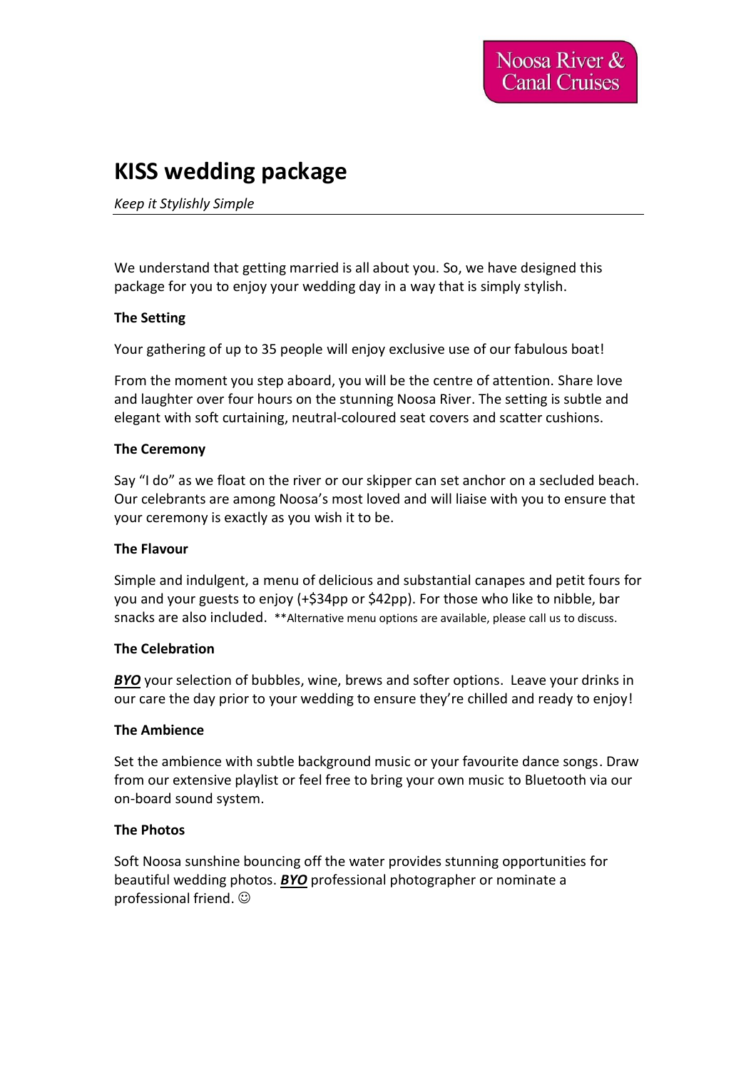Noosa River & Canal Cruises

# KISS wedding package

*Keep it Stylishly Simple*

---

We understand that getting married is all about you. So, we have designed this package for you to enjoy your wedding day in a way that is simply stylish.

**The Setting**

Your gathering of up to 35 people will enjoy exclusive use of our fabulous boat!

From the moment you step aboard, you will be the centre of attention. Share love and laughter over four hours on the stunning Noosa River. The setting is subtle and elegant with soft curtaining, neutral-coloured seat covers and scatter cushions.

**The Ceremony**

Say "I do" as we float on the river or our skipper can set anchor on a secluded beach. Our celebrants are among Noosa's most loved and will liaise with you to ensure that your ceremony is exactly as you wish it to be.

**The Flavour**

Simple and indulgent, a menu of delicious and substantial canapes and petit fours for you and your guests to enjoy (+$34pp or $42pp). For those who like to nibble, bar snacks are also included. **Alternative menu options are available, please call us to discuss.

**The Celebration**

***BYO*** your selection of bubbles, wine, brews and softer options. Leave your drinks in our care the day prior to your wedding to ensure they're chilled and ready to enjoy!

**The Ambience**

Set the ambience with subtle background music or your favourite dance songs. Draw from our extensive playlist or feel free to bring your own music to Bluetooth via our on-board sound system.

**The Photos**

Soft Noosa sunshine bouncing off the water provides stunning opportunities for beautiful wedding photos. ***BYO*** professional photographer or nominate a professional friend. ☺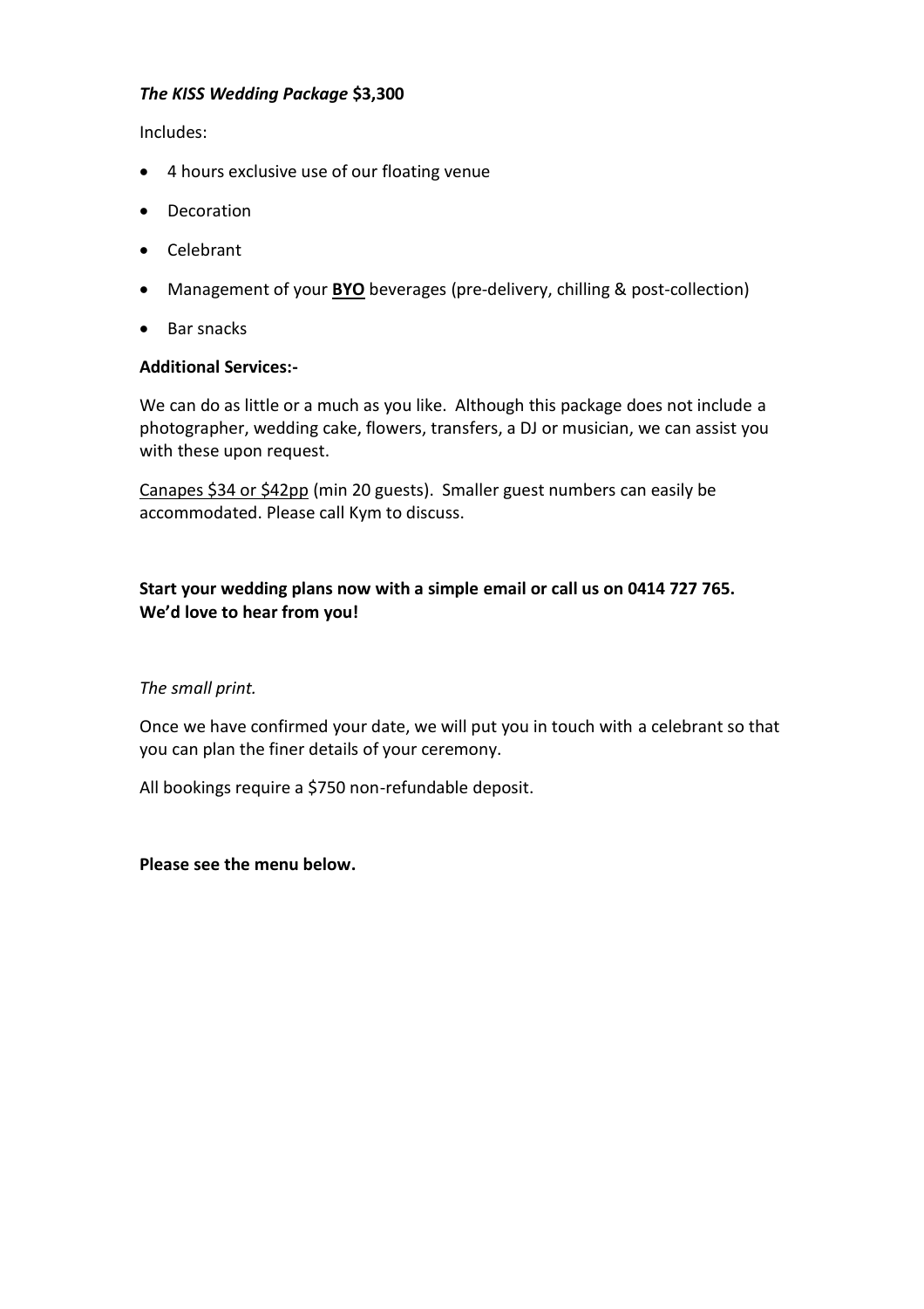***The KISS Wedding Package* $3,300**

Includes:

- 4 hours exclusive use of our floating venue
- Decoration
- Celebrant
- Management of your **BYO** beverages (pre-delivery, chilling & post-collection)
- Bar snacks

**Additional Services:-**

We can do as little or a much as you like. Although this package does not include a photographer, wedding cake, flowers, transfers, a DJ or musician, we can assist you with these upon request.

Canapes $34 or $42pp (min 20 guests). Smaller guest numbers can easily be accommodated. Please call Kym to discuss.

**Start your wedding plans now with a simple email or call us on 0414 727 765. We'd love to hear from you!**

*The small print.*

Once we have confirmed your date, we will put you in touch with a celebrant so that you can plan the finer details of your ceremony.

All bookings require a $750 non-refundable deposit.

**Please see the menu below.**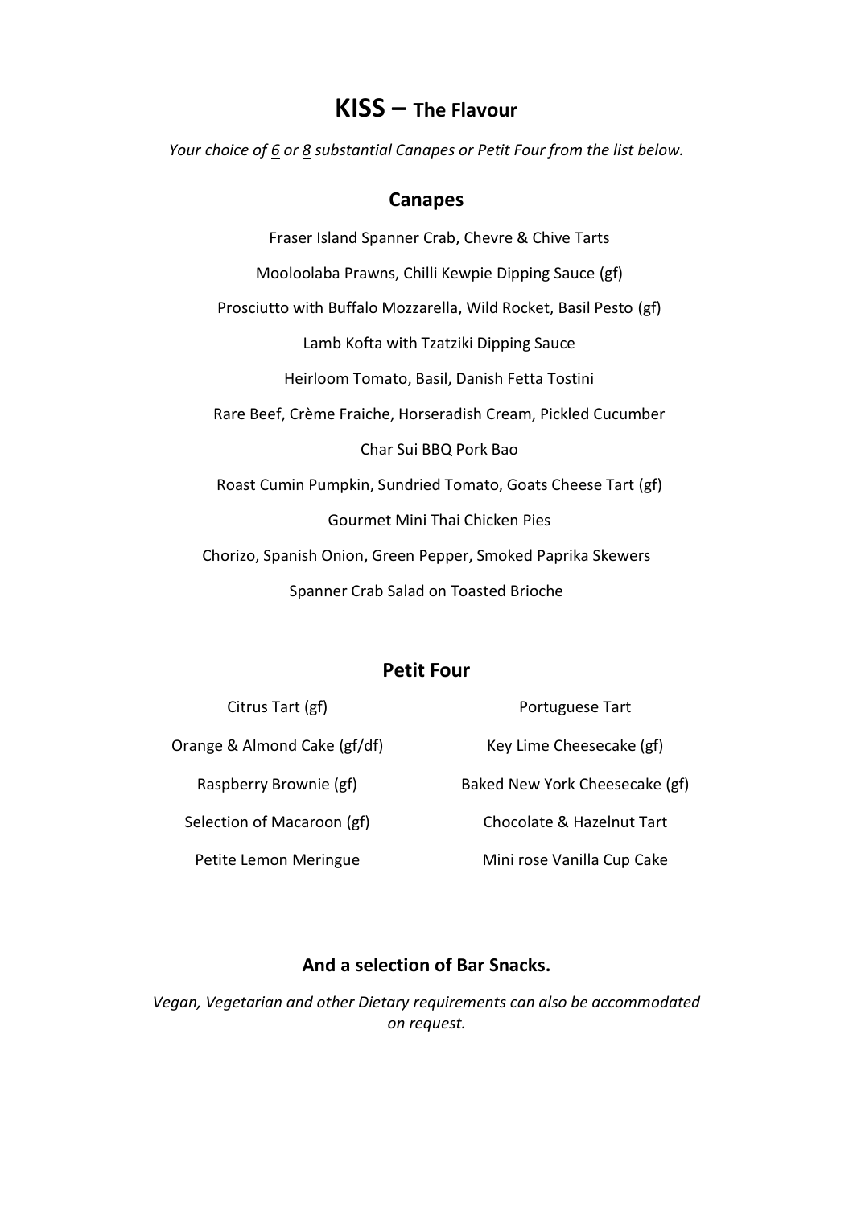# KISS – The Flavour

*Your choice of 6 or 8 substantial Canapes or Petit Four from the list below.*

## Canapes

Fraser Island Spanner Crab, Chevre & Chive Tarts

Mooloolaba Prawns, Chilli Kewpie Dipping Sauce (gf)

Prosciutto with Buffalo Mozzarella, Wild Rocket, Basil Pesto (gf)

Lamb Kofta with Tzatziki Dipping Sauce

Heirloom Tomato, Basil, Danish Fetta Tostini

Rare Beef, Crème Fraiche, Horseradish Cream, Pickled Cucumber

Char Sui BBQ Pork Bao

Roast Cumin Pumpkin, Sundried Tomato, Goats Cheese Tart (gf)

Gourmet Mini Thai Chicken Pies

Chorizo, Spanish Onion, Green Pepper, Smoked Paprika Skewers

Spanner Crab Salad on Toasted Brioche

## Petit Four

Citrus Tart (gf)

Orange & Almond Cake (gf/df)

Raspberry Brownie (gf)

Selection of Macaroon (gf)

Petite Lemon Meringue

Portuguese Tart

Key Lime Cheesecake (gf)

Baked New York Cheesecake (gf)

Chocolate & Hazelnut Tart

Mini rose Vanilla Cup Cake

**And a selection of Bar Snacks.**

*Vegan, Vegetarian and other Dietary requirements can also be accommodated on request.*